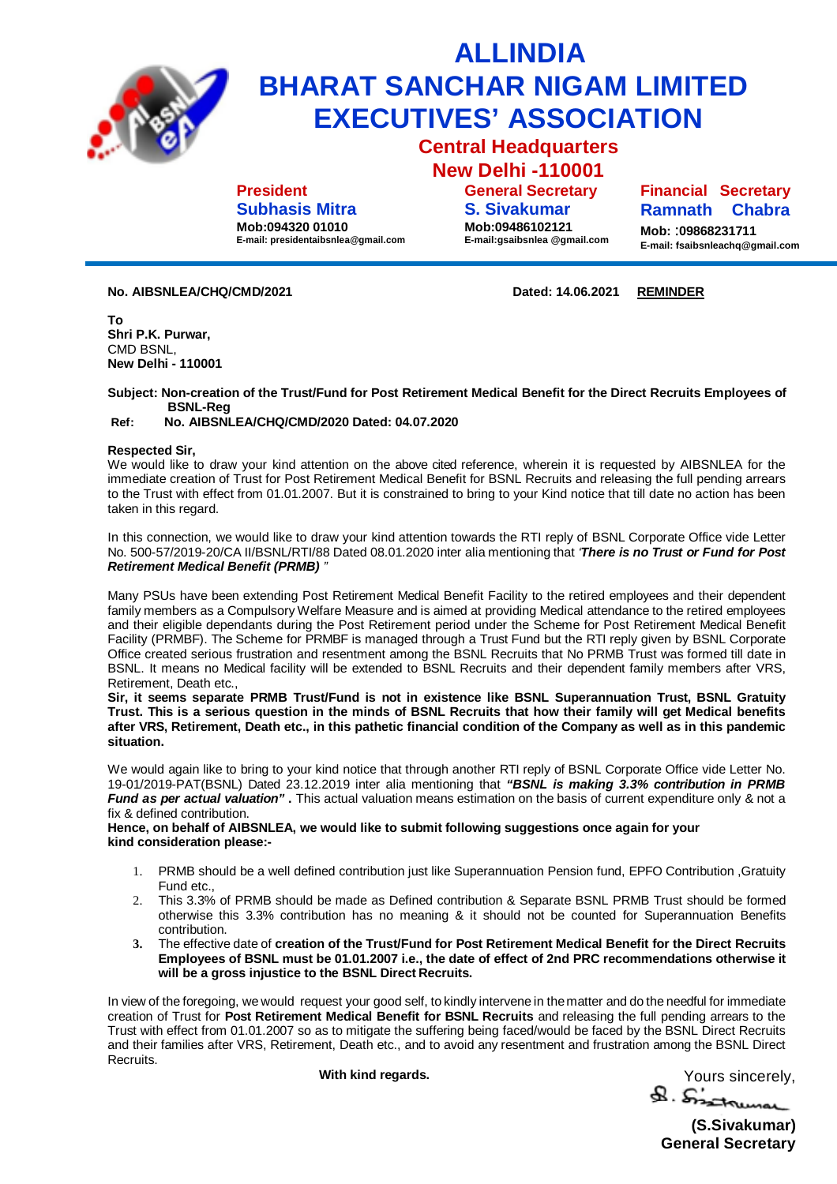# ALLINDIA
# BHARAT SANCHAR NIGAM LIMITED
# EXECUTIVES' ASSOCIATION

**Central Headquarters**
**New Delhi -110001**

**President**
**Subhasis Mitra**
**Mob:094320 01010**
**E-mail: presidentaibsnlea@gmail.com**

**General Secretary**
**S. Sivakumar**
**Mob:09486102121**
**E-mail:gsaibsnlea @gmail.com**

**Financial Secretary**
**Ramnath Chabra**
**Mob: :09868231711**
**E-mail: fsaibsnleachq@gmail.com**

---

**No. AIBSNLEA/CHQ/CMD/2021** **Dated: 14.06.2021** **REMINDER**

**To**
**Shri P.K. Purwar,**
CMD BSNL,
**New Delhi - 110001**

**Subject: Non-creation of the Trust/Fund for Post Retirement Medical Benefit for the Direct Recruits Employees of BSNL-Reg**
**Ref: No. AIBSNLEA/CHQ/CMD/2020 Dated: 04.07.2020**

**Respected Sir,**
We would like to draw your kind attention on the above cited reference, wherein it is requested by AIBSNLEA for the immediate creation of Trust for Post Retirement Medical Benefit for BSNL Recruits and releasing the full pending arrears to the Trust with effect from 01.01.2007. But it is constrained to bring to your Kind notice that till date no action has been taken in this regard.

In this connection, we would like to draw your kind attention towards the RTI reply of BSNL Corporate Office vide Letter No. 500-57/2019-20/CA II/BSNL/RTI/88 Dated 08.01.2020 inter alia mentioning that *'**There is no Trust or Fund for Post Retirement Medical Benefit (PRMB)** "*

Many PSUs have been extending Post Retirement Medical Benefit Facility to the retired employees and their dependent family members as a Compulsory Welfare Measure and is aimed at providing Medical attendance to the retired employees and their eligible dependants during the Post Retirement period under the Scheme for Post Retirement Medical Benefit Facility (PRMBF). The Scheme for PRMBF is managed through a Trust Fund but the RTI reply given by BSNL Corporate Office created serious frustration and resentment among the BSNL Recruits that No PRMB Trust was formed till date in BSNL. It means no Medical facility will be extended to BSNL Recruits and their dependent family members after VRS, Retirement, Death etc.,
**Sir, it seems separate PRMB Trust/Fund is not in existence like BSNL Superannuation Trust, BSNL Gratuity Trust. This is a serious question in the minds of BSNL Recruits that how their family will get Medical benefits after VRS, Retirement, Death etc., in this pathetic financial condition of the Company as well as in this pandemic situation.**

We would again like to bring to your kind notice that through another RTI reply of BSNL Corporate Office vide Letter No. 19-01/2019-PAT(BSNL) Dated 23.12.2019 inter alia mentioning that ***"BSNL is making 3.3% contribution in PRMB Fund as per actual valuation"*** **.** This actual valuation means estimation on the basis of current expenditure only & not a fix & defined contribution.
**Hence, on behalf of AIBSNLEA, we would like to submit following suggestions once again for your kind consideration please:-**

1. PRMB should be a well defined contribution just like Superannuation Pension fund, EPFO Contribution ,Gratuity Fund etc.,
2. This 3.3% of PRMB should be made as Defined contribution & Separate BSNL PRMB Trust should be formed otherwise this 3.3% contribution has no meaning & it should not be counted for Superannuation Benefits contribution.
3. The effective date of **creation of the Trust/Fund for Post Retirement Medical Benefit for the Direct Recruits Employees of BSNL must be 01.01.2007 i.e., the date of effect of 2nd PRC recommendations otherwise it will be a gross injustice to the BSNL Direct Recruits.**

In view of the foregoing, we would request your good self, to kindly intervene in the matter and do the needful for immediate creation of Trust for **Post Retirement Medical Benefit for BSNL Recruits** and releasing the full pending arrears to the Trust with effect from 01.01.2007 so as to mitigate the suffering being faced/would be faced by the BSNL Direct Recruits and their families after VRS, Retirement, Death etc., and to avoid any resentment and frustration among the BSNL Direct Recruits.

**With kind regards.**

Yours sincerely,

S. Sivakumar

**(S.Sivakumar)**
**General Secretary**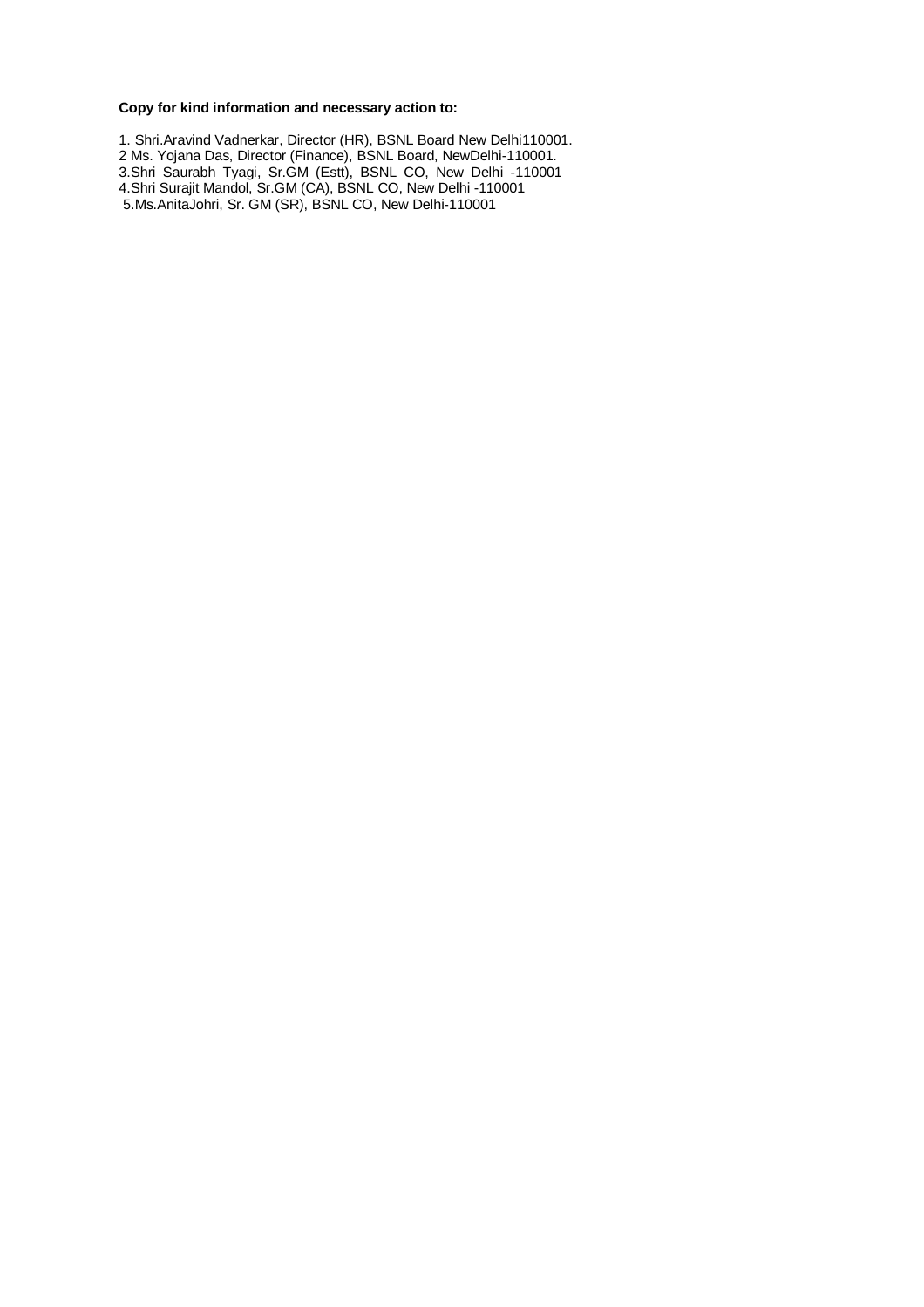**Copy for kind information and necessary action to:**

1. Shri.Aravind Vadnerkar, Director (HR), BSNL Board New Delhi110001.
2 Ms. Yojana Das, Director (Finance), BSNL Board, NewDelhi-110001.
3.Shri Saurabh Tyagi, Sr.GM (Estt), BSNL CO, New Delhi -110001
4.Shri Surajit Mandol, Sr.GM (CA), BSNL CO, New Delhi -110001
5.Ms.AnitaJohri, Sr. GM (SR), BSNL CO, New Delhi-110001